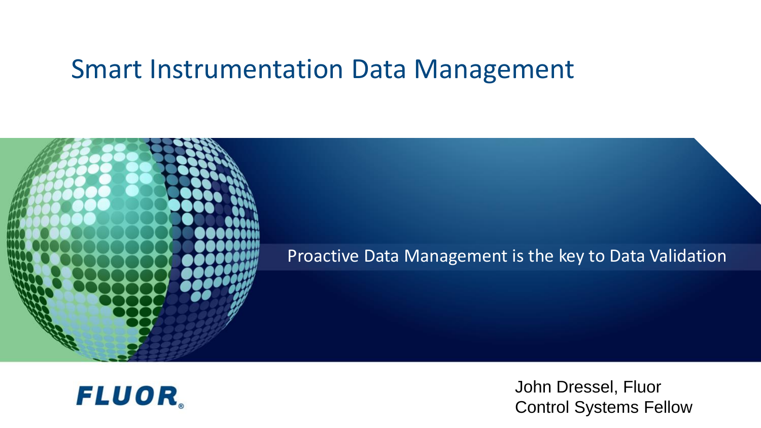# Smart Instrumentation Data Management

Proactive Data Management is the key to Data Validation

FLUOR

John Dressel, Fluor
Control Systems Fellow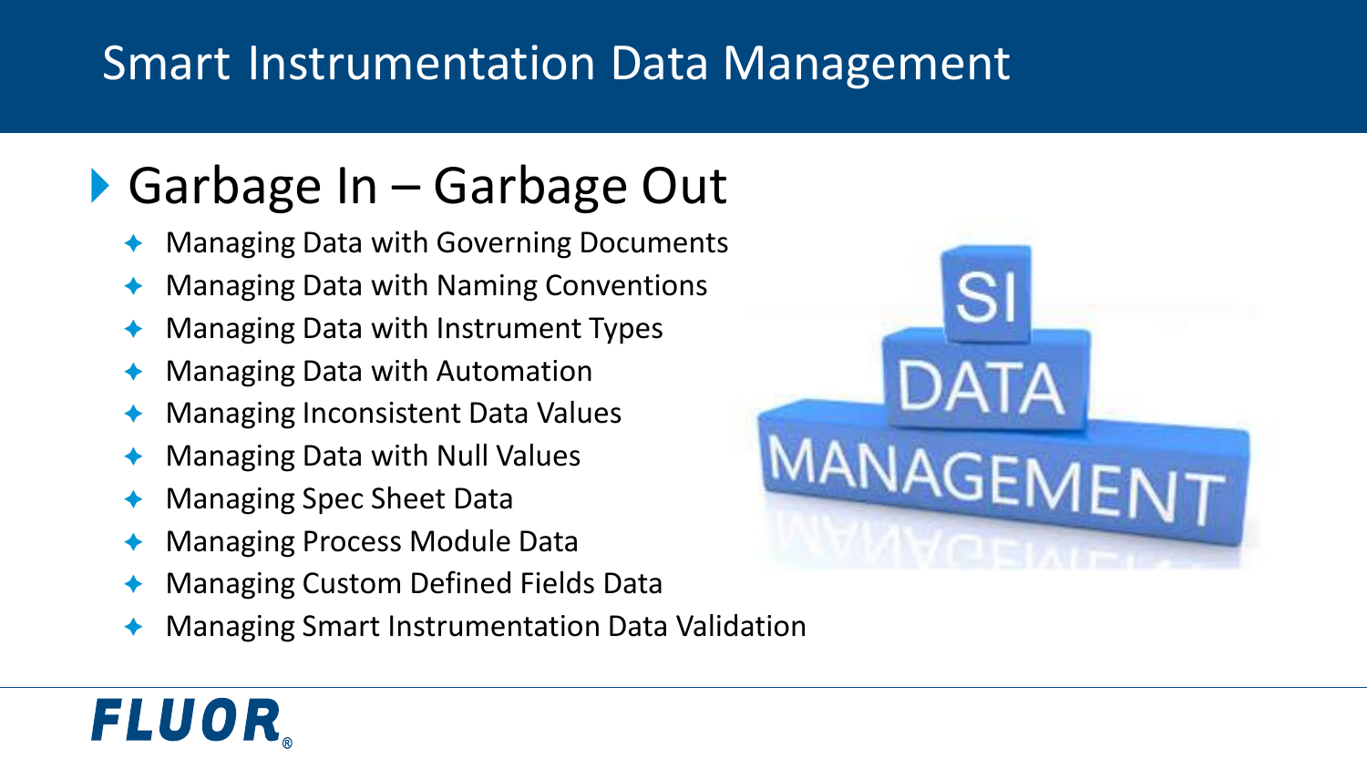# Smart Instrumentation Data Management

## Garbage In – Garbage Out

- Managing Data with Governing Documents
- Managing Data with Naming Conventions
- Managing Data with Instrument Types
- Managing Data with Automation
- Managing Inconsistent Data Values
- Managing Data with Null Values
- Managing Spec Sheet Data
- Managing Process Module Data
- Managing Custom Defined Fields Data
- Managing Smart Instrumentation Data Validation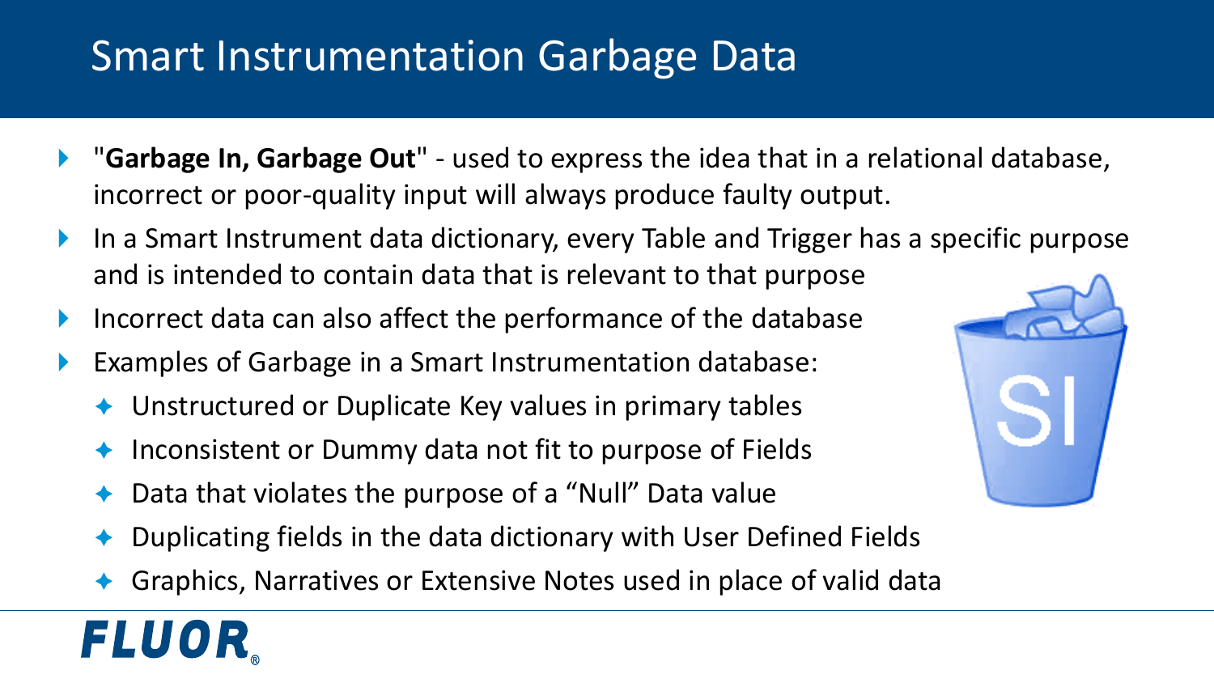# Smart Instrumentation Garbage Data

- "**Garbage In, Garbage Out**" - used to express the idea that in a relational database, incorrect or poor-quality input will always produce faulty output.
- In a Smart Instrument data dictionary, every Table and Trigger has a specific purpose and is intended to contain data that is relevant to that purpose
- Incorrect data can also affect the performance of the database
- Examples of Garbage in a Smart Instrumentation database:
  - Unstructured or Duplicate Key values in primary tables
  - Inconsistent or Dummy data not fit to purpose of Fields
  - Data that violates the purpose of a "Null" Data value
  - Duplicating fields in the data dictionary with User Defined Fields
  - Graphics, Narratives or Extensive Notes used in place of valid data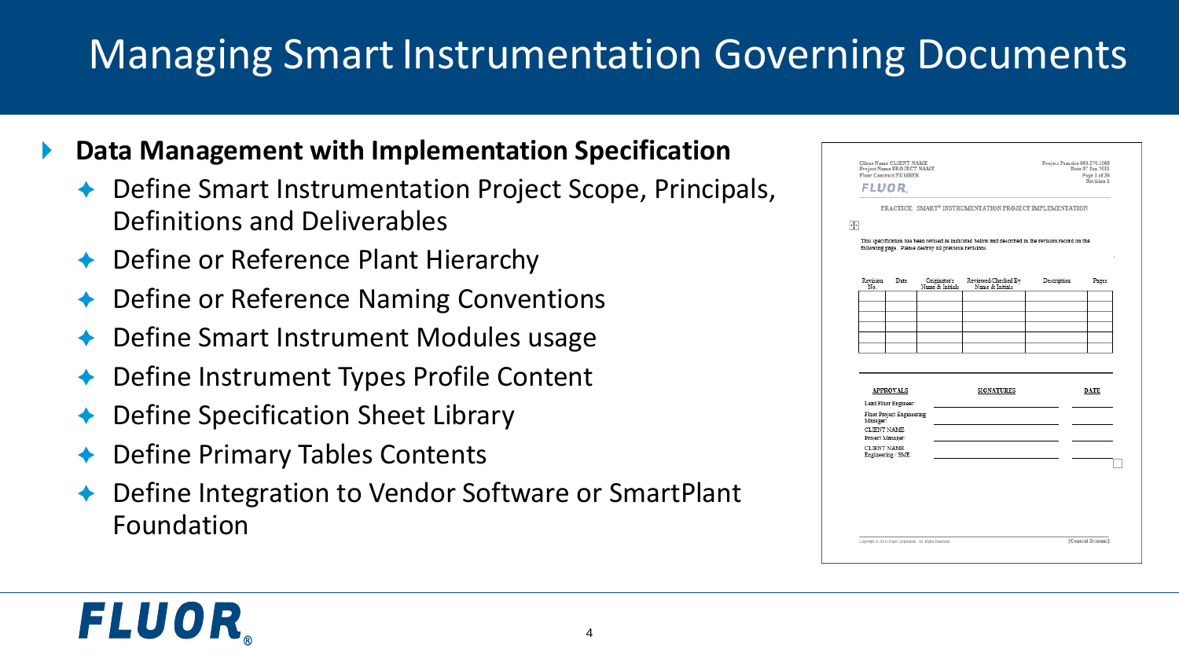# Managing Smart Instrumentation Governing Documents

- **Data Management with Implementation Specification**
  - Define Smart Instrumentation Project Scope, Principals, Definitions and Deliverables
  - Define or Reference Plant Hierarchy
  - Define or Reference Naming Conventions
  - Define Smart Instrument Modules usage
  - Define Instrument Types Profile Content
  - Define Specification Sheet Library
  - Define Primary Tables Contents
  - Define Integration to Vendor Software or SmartPlant Foundation

Client Name CLIENT NAME
Project Name PROJECT NAME
Fluor Contract NUMBER

Project Practice 000.270.1060
Date 07 Jan 2011
Page 1 of 38
Revision 1

PRACTICE: SMART® INSTRUMENTATION PROJECT IMPLEMENTATION

This specification has been revised as indicated below and described in the revision record on the following page. Please destroy all previous revisions.

| Revision No. | Date | Originator's Name & Initials | Reviewed/Checked By Name & Initials | Description | Pages |
|---|---|---|---|---|---|
| | | | | | |
| | | | | | |
| | | | | | |
| | | | | | |
| | | | | | |
| | | | | | |

| APPROVALS | SIGNATURES | DATE |
|---|---|---|
| Lead Fluor Engineer: | | |
| Fluor Project Engineering Manager: | | |
| CLIENT NAME Project Manager: | | |
| CLIENT NAME Engineering / SME: | | |

Copyright © 2010 Fluor Corporation. All Rights Reserved.

[Control Systems]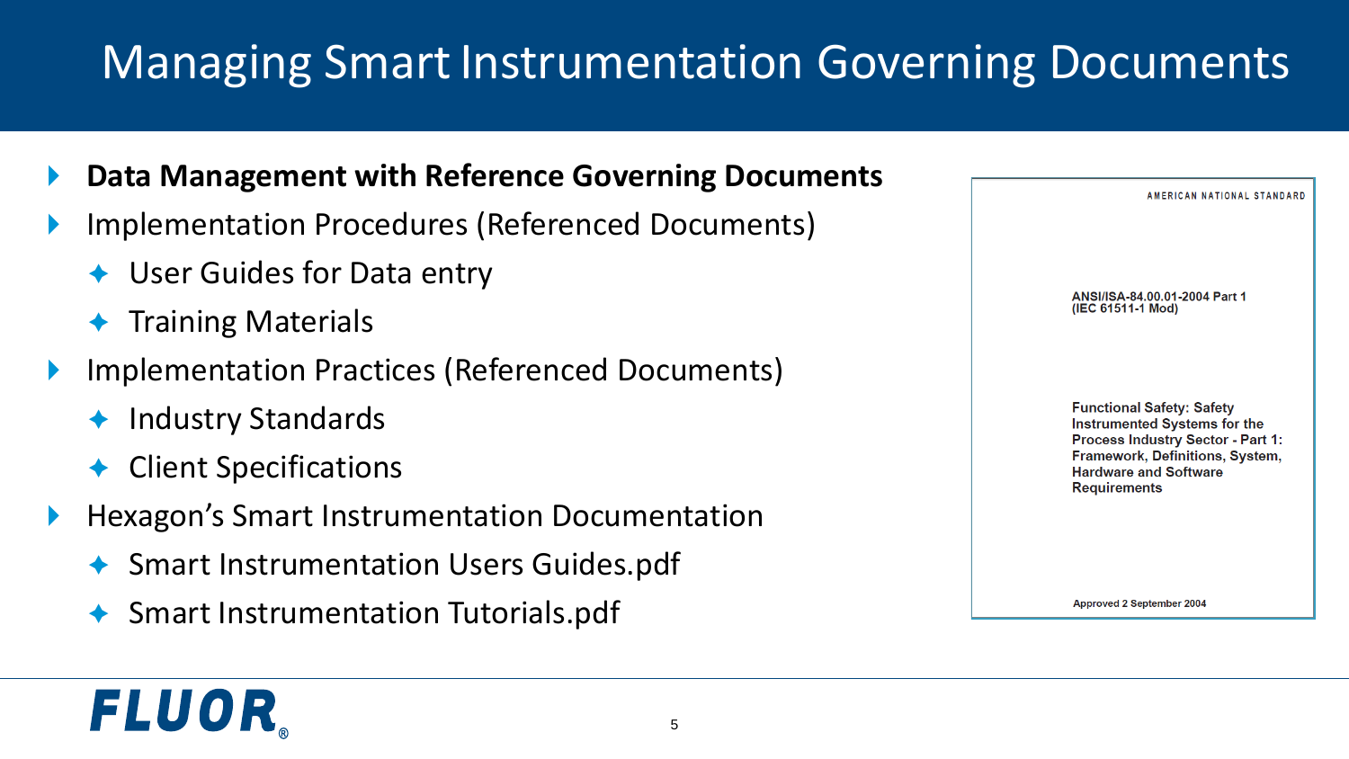# Managing Smart Instrumentation Governing Documents

- **Data Management with Reference Governing Documents**
- Implementation Procedures (Referenced Documents)
  - User Guides for Data entry
  - Training Materials
- Implementation Practices (Referenced Documents)
  - Industry Standards
  - Client Specifications
- Hexagon's Smart Instrumentation Documentation
  - Smart Instrumentation Users Guides.pdf
  - Smart Instrumentation Tutorials.pdf

AMERICAN NATIONAL STANDARD

ANSI/ISA-84.00.01-2004 Part 1
(IEC 61511-1 Mod)

Functional Safety: Safety Instrumented Systems for the Process Industry Sector - Part 1: Framework, Definitions, System, Hardware and Software Requirements

Approved 2 September 2004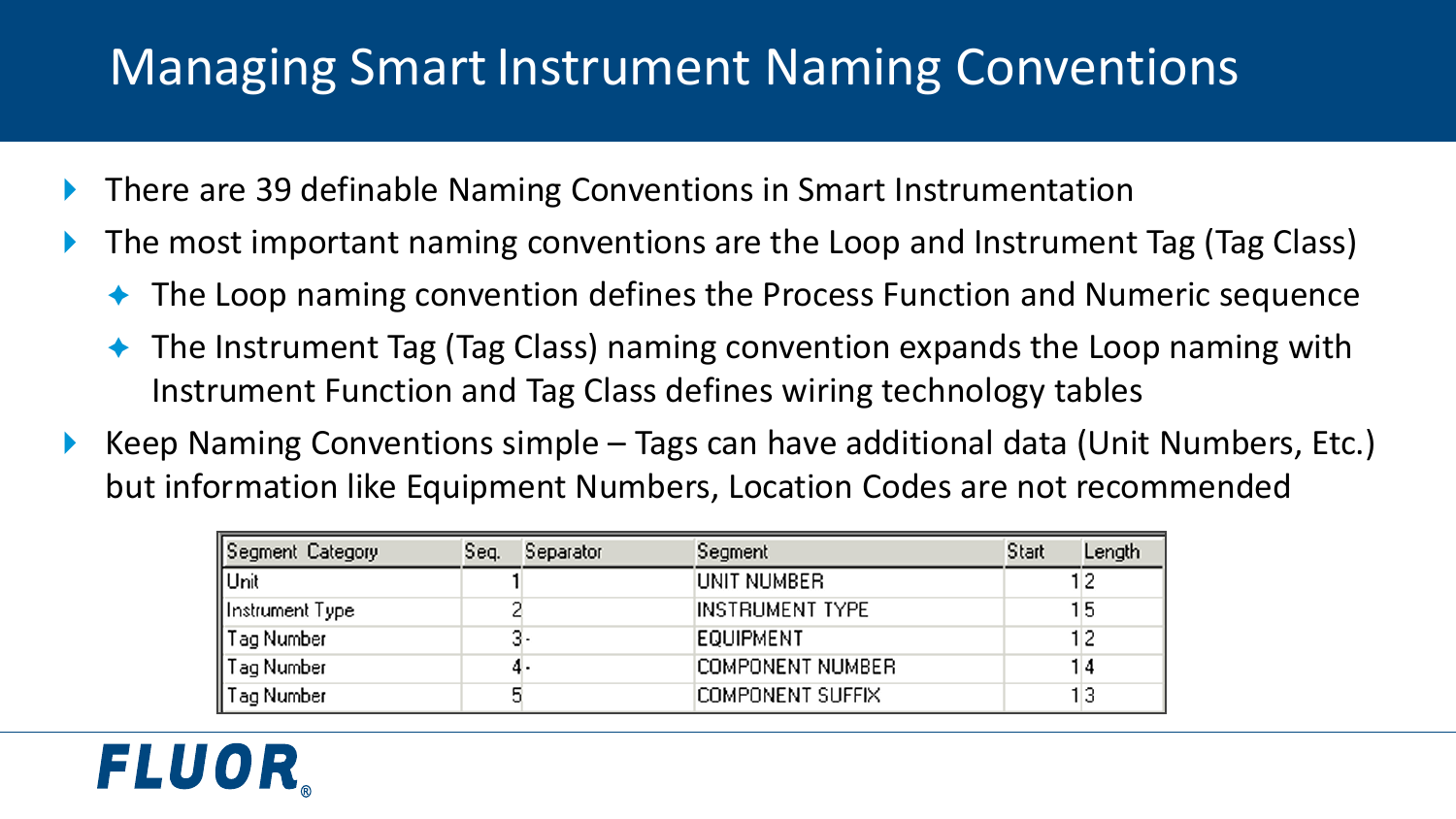# Managing Smart Instrument Naming Conventions

- There are 39 definable Naming Conventions in Smart Instrumentation
- The most important naming conventions are the Loop and Instrument Tag (Tag Class)
  - The Loop naming convention defines the Process Function and Numeric sequence
  - The Instrument Tag (Tag Class) naming convention expands the Loop naming with Instrument Function and Tag Class defines wiring technology tables
- Keep Naming Conventions simple – Tags can have additional data (Unit Numbers, Etc.) but information like Equipment Numbers, Location Codes are not recommended

| Segment Category | Seq. | Separator | Segment | Start | Length |
|---|---|---|---|---|---|
| Unit | 1 | | UNIT NUMBER | 1 | 2 |
| Instrument Type | 2 | | INSTRUMENT TYPE | 1 | 5 |
| Tag Number | 3 | - | EQUIPMENT | 1 | 2 |
| Tag Number | 4 | - | COMPONENT NUMBER | 1 | 4 |
| Tag Number | 5 | | COMPONENT SUFFIX | 1 | 3 |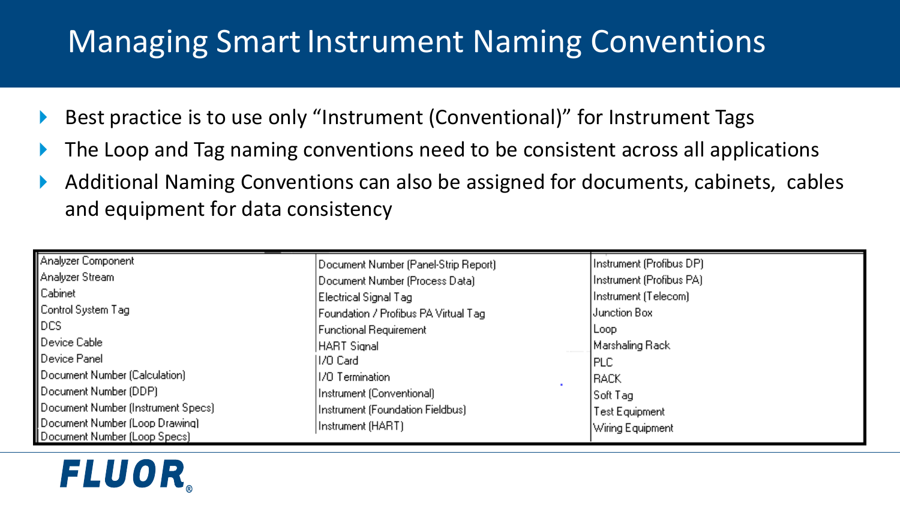# Managing Smart Instrument Naming Conventions

- Best practice is to use only "Instrument (Conventional)" for Instrument Tags
- The Loop and Tag naming conventions need to be consistent across all applications
- Additional Naming Conventions can also be assigned for documents, cabinets, cables and equipment for data consistency

| | | |
|---|---|---|
| Analyzer Component | Document Number (Panel-Strip Report) | Instrument (Profibus DP) |
| Analyzer Stream | Document Number (Process Data) | Instrument (Profibus PA) |
| Cabinet | Electrical Signal Tag | Instrument (Telecom) |
| Control System Tag | Foundation / Profibus PA Virtual Tag | Junction Box |
| DCS | Functional Requirement | Loop |
| Device Cable | HART Signal | Marshaling Rack |
| Device Panel | I/O Card | PLC |
| Document Number (Calculation) | I/O Termination | RACK |
| Document Number (DDP) | Instrument (Conventional) | Soft Tag |
| Document Number (Instrument Specs) | Instrument (Foundation Fieldbus) | Test Equipment |
| Document Number (Loop Drawing) | Instrument (HART) | Wiring Equipment |
| Document Number (Loop Specs) | | |

FLUOR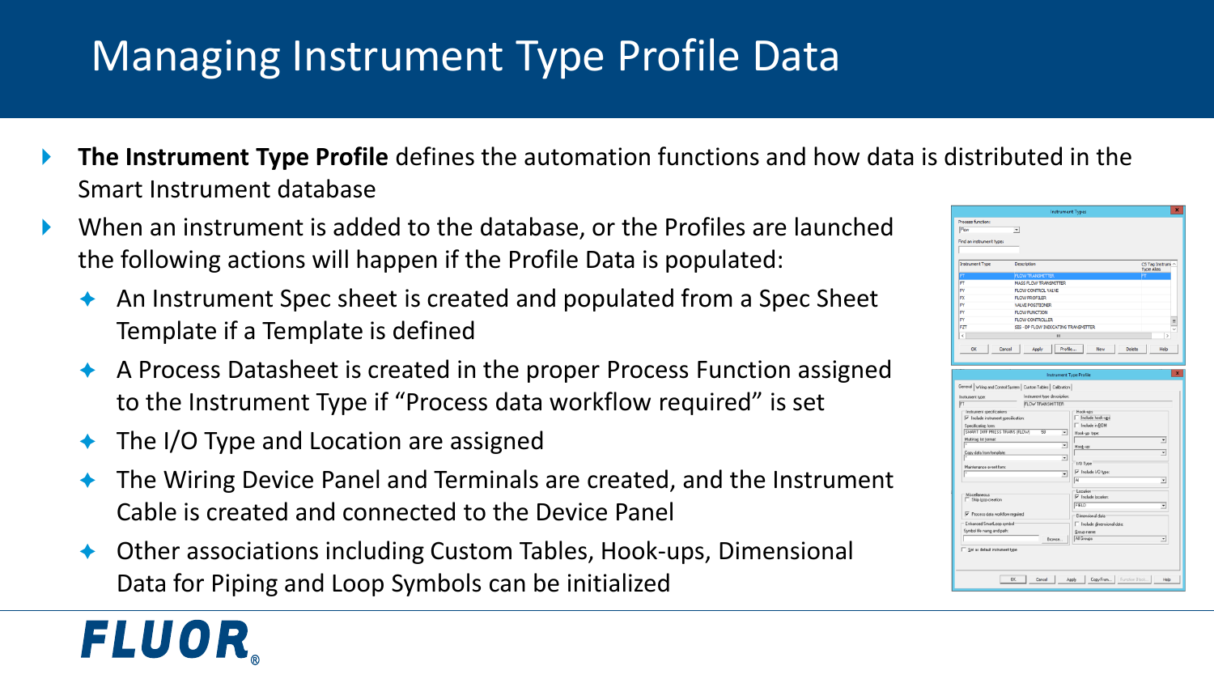# Managing Instrument Type Profile Data

- **The Instrument Type Profile** defines the automation functions and how data is distributed in the Smart Instrument database
- When an instrument is added to the database, or the Profiles are launched the following actions will happen if the Profile Data is populated:
  - An Instrument Spec sheet is created and populated from a Spec Sheet Template if a Template is defined
  - A Process Datasheet is created in the proper Process Function assigned to the Instrument Type if "Process data workflow required" is set
  - The I/O Type and Location are assigned
  - The Wiring Device Panel and Terminals are created, and the Instrument Cable is created and connected to the Device Panel
  - Other associations including Custom Tables, Hook-ups, Dimensional Data for Piping and Loop Symbols can be initialized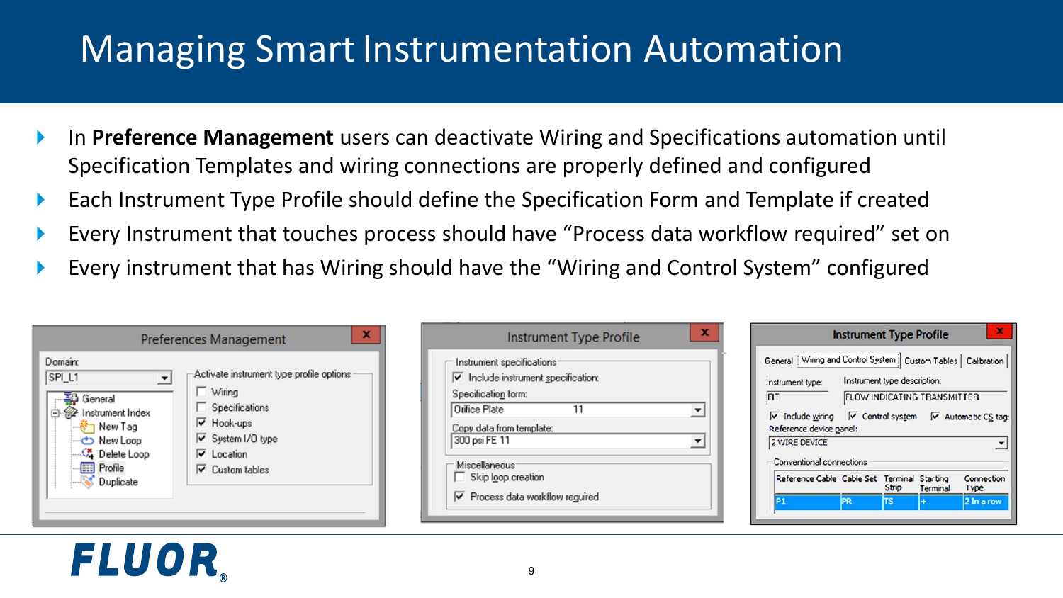# Managing Smart Instrumentation Automation

- In **Preference Management** users can deactivate Wiring and Specifications automation until Specification Templates and wiring connections are properly defined and configured
- Each Instrument Type Profile should define the Specification Form and Template if created
- Every Instrument that touches process should have "Process data workflow required" set on
- Every instrument that has Wiring should have the "Wiring and Control System" configured

**Preferences Management**

Domain: SPI_L1

- General
- Instrument Index
  - New Tag
  - New Loop
  - Delete Loop
  - Profile
  - Duplicate

Activate instrument type profile options

- [ ] Wiring
- [ ] Specifications
- [x] Hook-ups
- [x] System I/O type
- [x] Location
- [x] Custom tables

**Instrument Type Profile**

Instrument specifications

- [x] Include instrument specification:

Specification form: Orifice Plate 11

Copy data from template: 300 psi FE 11

Miscellaneous

- [ ] Skip loop creation
- [x] Process data workflow required

**Instrument Type Profile**

General | Wiring and Control System | Custom Tables | Calibration

Instrument type: FIT

Instrument type description: FLOW INDICATING TRANSMITTER

- [x] Include wiring
- [x] Control system
- [x] Automatic CS tag:

Reference device panel: 2 WIRE DEVICE

Conventional connections

| Reference Cable | Cable Set | Terminal Strip | Starting Terminal | Connection Type |
| --- | --- | --- | --- | --- |
| P1 | PR | TS | + | 2 In a row |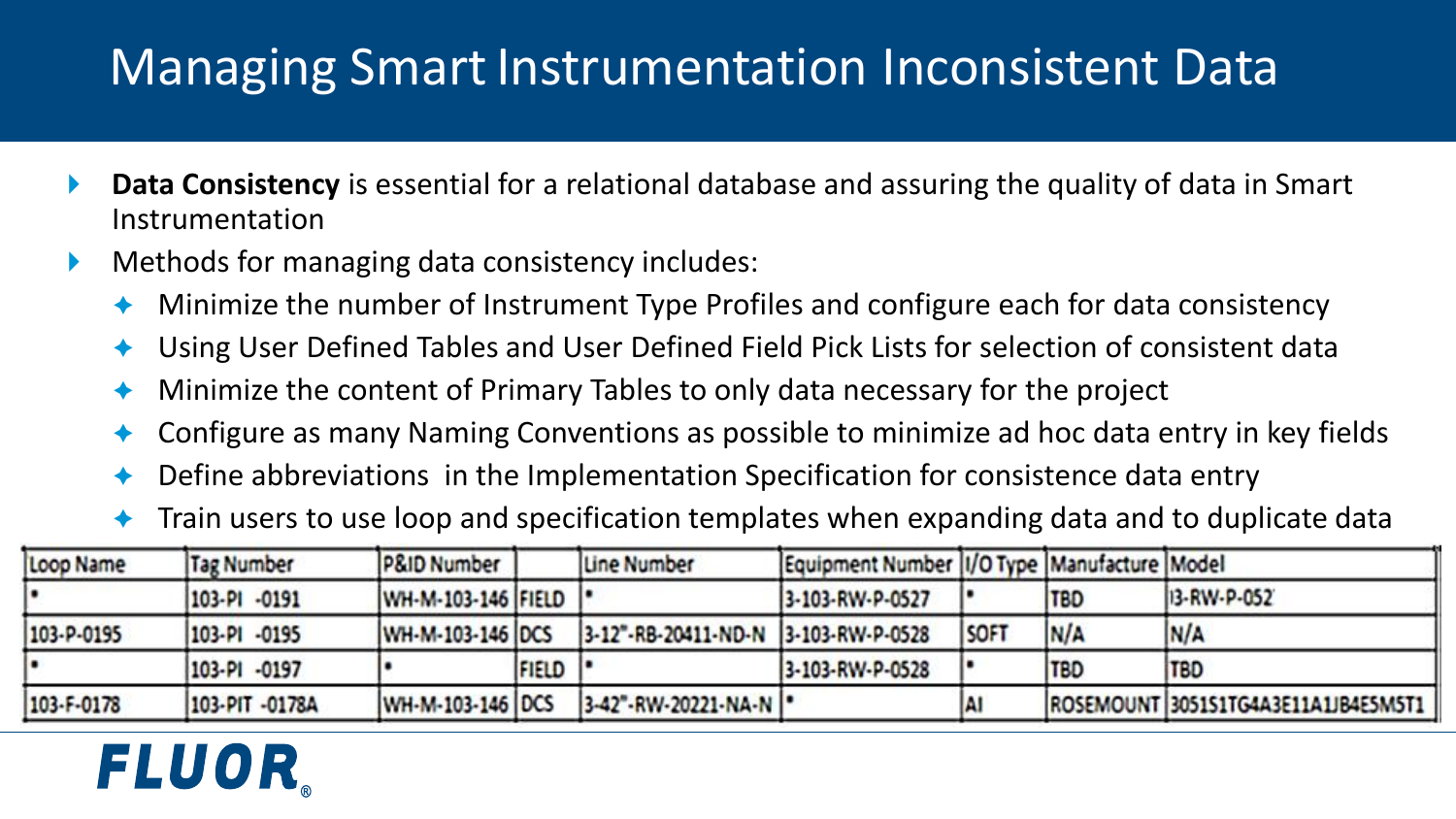# Managing Smart Instrumentation Inconsistent Data

- **Data Consistency** is essential for a relational database and assuring the quality of data in Smart Instrumentation
- Methods for managing data consistency includes:
  - Minimize the number of Instrument Type Profiles and configure each for data consistency
  - Using User Defined Tables and User Defined Field Pick Lists for selection of consistent data
  - Minimize the content of Primary Tables to only data necessary for the project
  - Configure as many Naming Conventions as possible to minimize ad hoc data entry in key fields
  - Define abbreviations in the Implementation Specification for consistence data entry
  - Train users to use loop and specification templates when expanding data and to duplicate data

| Loop Name | Tag Number | P&ID Number | | Line Number | Equipment Number | I/O Type | Manufacture | Model |
|---|---|---|---|---|---|---|---|---|
| * | 103-PI -0191 | WH-M-103-146 | FIELD | * | 3-103-RW-P-0527 | * | TBD | I3-RW-P-052' |
| 103-P-0195 | 103-PI -0195 | WH-M-103-146 | DCS | 3-12"-RB-20411-ND-N | 3-103-RW-P-0528 | SOFT | N/A | N/A |
| * | 103-PI -0197 | * | FIELD | * | 3-103-RW-P-0528 | * | TBD | TBD |
| 103-F-0178 | 103-PIT -0178A | WH-M-103-146 | DCS | 3-42"-RW-20221-NA-N | * | AI | ROSEMOUNT | 3051S1TG4A3E11A1JB4E5M5T1 |

FLUOR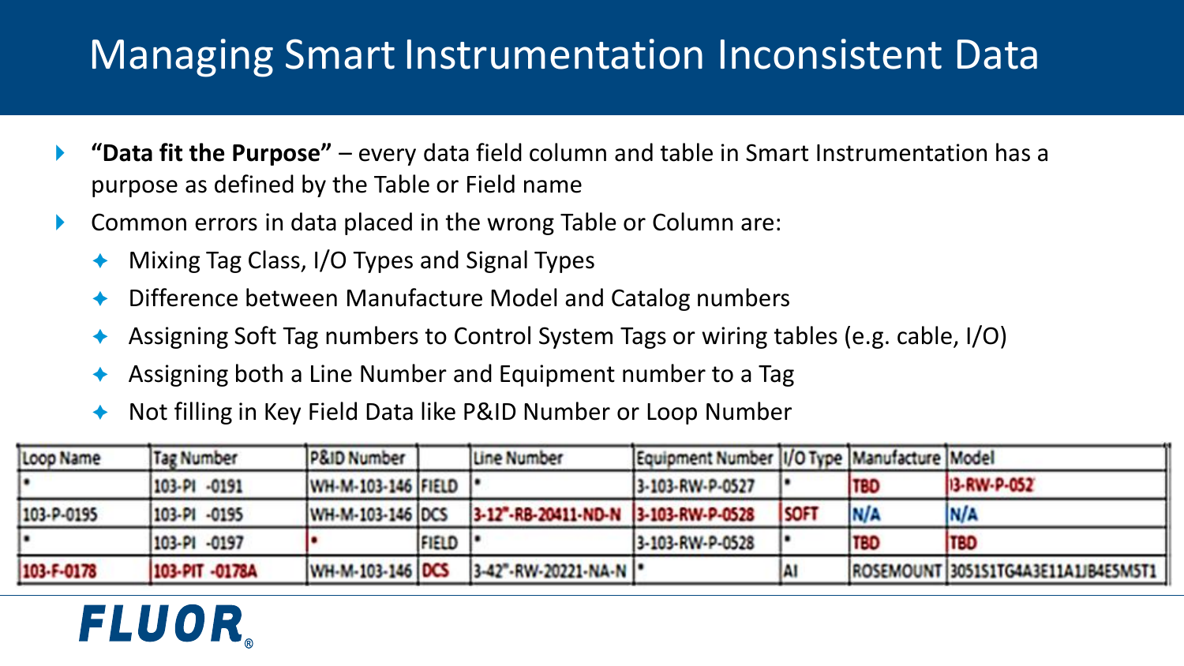# Managing Smart Instrumentation Inconsistent Data

- **"Data fit the Purpose"** – every data field column and table in Smart Instrumentation has a purpose as defined by the Table or Field name
- Common errors in data placed in the wrong Table or Column are:
  - Mixing Tag Class, I/O Types and Signal Types
  - Difference between Manufacture Model and Catalog numbers
  - Assigning Soft Tag numbers to Control System Tags or wiring tables (e.g. cable, I/O)
  - Assigning both a Line Number and Equipment number to a Tag
  - Not filling in Key Field Data like P&ID Number or Loop Number

| Loop Name | Tag Number | P&ID Number | | Line Number | Equipment Number | I/O Type | Manufacture | Model |
|---|---|---|---|---|---|---|---|---|
| * | 103-PI -0191 | WH-M-103-146 | FIELD | * | 3-103-RW-P-0527 | * | TBD | 3-RW-P-052 |
| 103-P-0195 | 103-PI -0195 | WH-M-103-146 | DCS | 3-12"-RB-20411-ND-N | 3-103-RW-P-0528 | SOFT | N/A | N/A |
| * | 103-PI -0197 | * | FIELD | * | 3-103-RW-P-0528 | * | TBD | TBD |
| 103-F-0178 | 103-PIT -0178A | WH-M-103-146 | DCS | 3-42"-RW-20221-NA-N | * | AI | ROSEMOUNT | 3051S1TG4A3E11A1JB4E5M5T1 |

FLUOR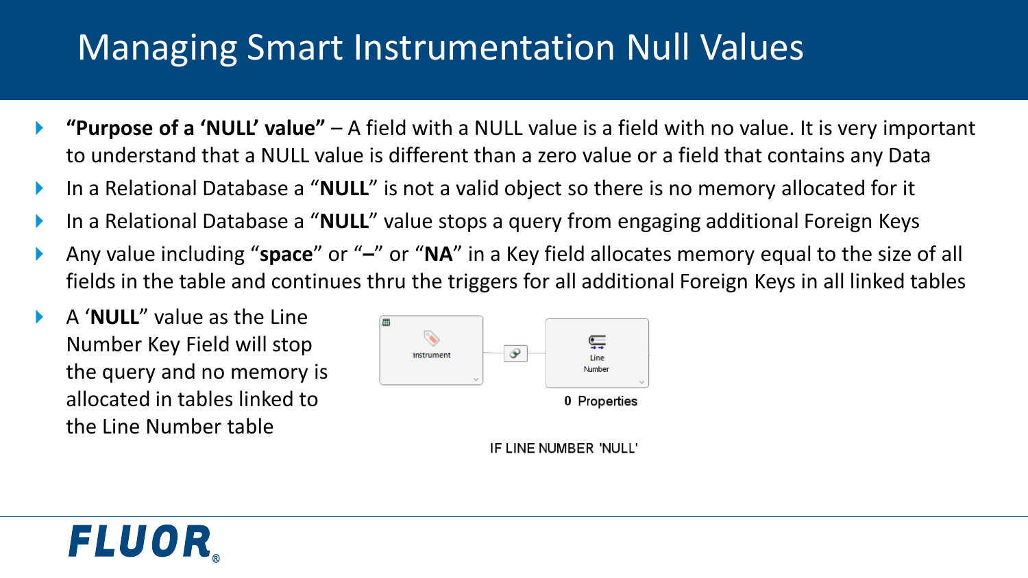# Managing Smart Instrumentation Null Values

- **"Purpose of a 'NULL' value"** – A field with a NULL value is a field with no value. It is very important to understand that a NULL value is different than a zero value or a field that contains any Data
- In a Relational Database a "**NULL**" is not a valid object so there is no memory allocated for it
- In a Relational Database a "**NULL**" value stops a query from engaging additional Foreign Keys
- Any value including "**space**" or "**–**" or "**NA**" in a Key field allocates memory equal to the size of all fields in the table and continues thru the triggers for all additional Foreign Keys in all linked tables
- A '**NULL**" value as the Line Number Key Field will stop the query and no memory is allocated in tables linked to the Line Number table

Instrument

Line Number

**0** Properties

IF LINE NUMBER 'NULL'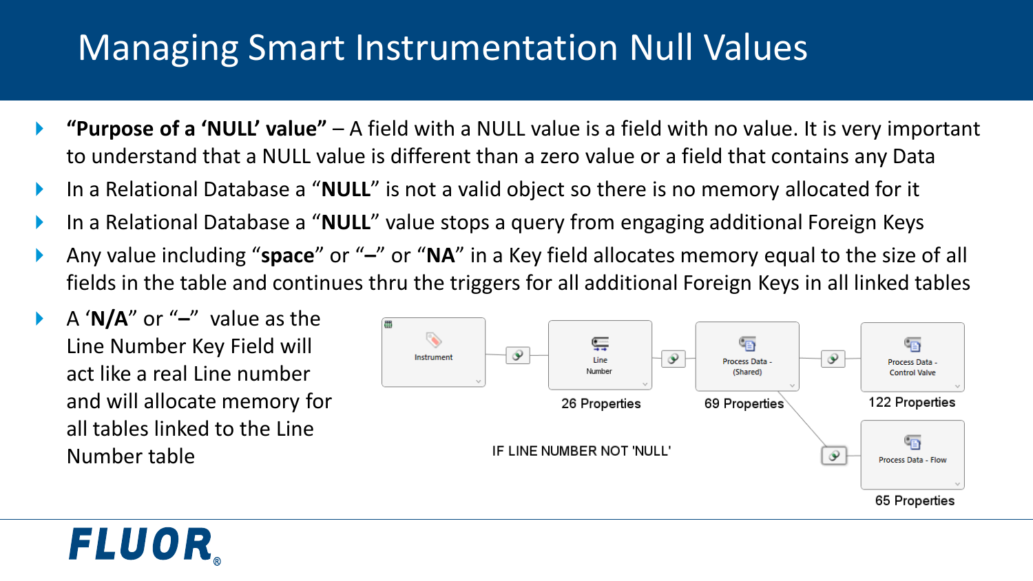# Managing Smart Instrumentation Null Values

- **"Purpose of a 'NULL' value"** – A field with a NULL value is a field with no value. It is very important to understand that a NULL value is different than a zero value or a field that contains any Data
- In a Relational Database a "**NULL**" is not a valid object so there is no memory allocated for it
- In a Relational Database a "**NULL**" value stops a query from engaging additional Foreign Keys
- Any value including "**space**" or "**–**" or "**NA**" in a Key field allocates memory equal to the size of all fields in the table and continues thru the triggers for all additional Foreign Keys in all linked tables
- A '**N/A**" or "**–**" value as the Line Number Key Field will act like a real Line number and will allocate memory for all tables linked to the Line Number table

Instrument → Line Number (26 Properties) → Process Data - (Shared) (69 Properties) → Process Data - Control Valve (122 Properties)

Process Data - (Shared) → Process Data - Flow (65 Properties)

IF LINE NUMBER NOT 'NULL'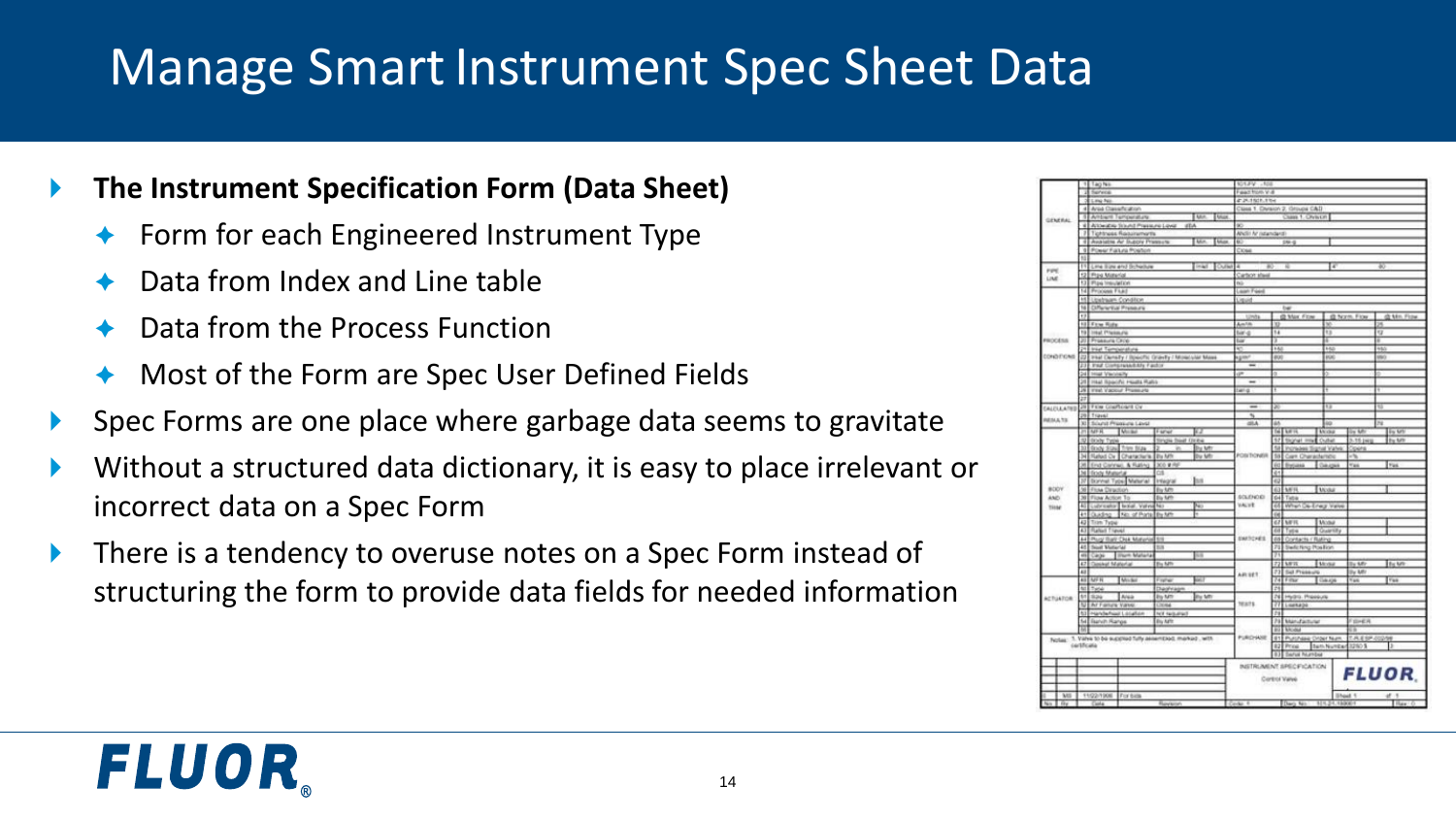# Manage Smart Instrument Spec Sheet Data

- **The Instrument Specification Form (Data Sheet)**
  - Form for each Engineered Instrument Type
  - Data from Index and Line table
  - Data from the Process Function
  - Most of the Form are Spec User Defined Fields
- Spec Forms are one place where garbage data seems to gravitate
- Without a structured data dictionary, it is easy to place irrelevant or incorrect data on a Spec Form
- There is a tendency to overuse notes on a Spec Form instead of structuring the form to provide data fields for needed information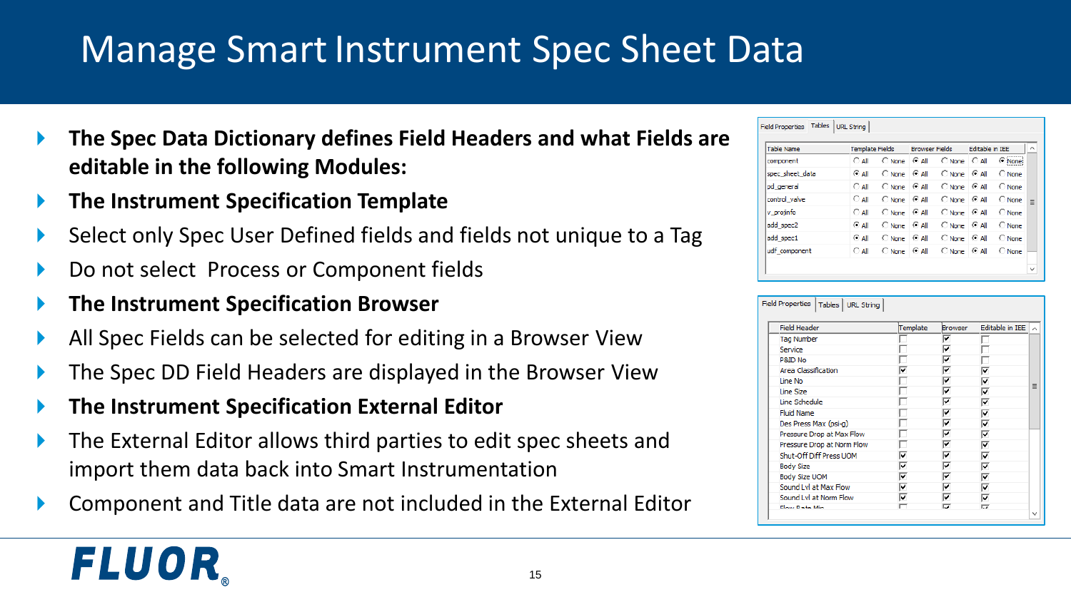# Manage Smart Instrument Spec Sheet Data

- **The Spec Data Dictionary defines Field Headers and what Fields are editable in the following Modules:**
- **The Instrument Specification Template**
- Select only Spec User Defined fields and fields not unique to a Tag
- Do not select Process or Component fields
- **The Instrument Specification Browser**
- All Spec Fields can be selected for editing in a Browser View
- The Spec DD Field Headers are displayed in the Browser View
- **The Instrument Specification External Editor**
- The External Editor allows third parties to edit spec sheets and import them data back into Smart Instrumentation
- Component and Title data are not included in the External Editor

Field Properties | Tables | URL String

| Table Name | Template Fields | | Browser Fields | | Editable in IEE | |
|---|---|---|---|---|---|---|
| component | All | None (selected) | All (selected) | None | All | None (selected) |
| spec_sheet_data | All (selected) | None | All (selected) | None | All (selected) | None |
| pd_general | All | None (selected) | All (selected) | None | All (selected) | None |
| control_valve | All | None (selected) | All (selected) | None | All (selected) | None |
| v_projinfo | All | None (selected) | All (selected) | None | All (selected) | None |
| add_spec2 | All (selected) | None | All (selected) | None | All (selected) | None |
| add_spec1 | All (selected) | None | All (selected) | None | All (selected) | None |
| udf_component | All | None (selected) | All (selected) | None | All (selected) | None |

Field Properties | Tables | URL String

| Field Header | Template | Browser | Editable in IEE |
|---|---|---|---|
| Tag Number | ☐ | ☑ | ☐ |
| Service | ☐ | ☑ | ☐ |
| P&ID No | ☐ | ☑ | ☐ |
| Area Classification | ☑ | ☑ | ☑ |
| Line No | ☐ | ☑ | ☑ |
| Line Size | ☐ | ☑ | ☑ |
| Line Schedule | ☐ | ☑ | ☑ |
| Fluid Name | ☐ | ☑ | ☑ |
| Des Press Max (psi-g) | ☐ | ☑ | ☑ |
| Pressure Drop at Max Flow | ☐ | ☑ | ☑ |
| Pressure Drop at Norm Flow | ☐ | ☑ | ☑ |
| Shut-Off Diff Press UOM | ☑ | ☑ | ☑ |
| Body Size | ☑ | ☑ | ☑ |
| Body Size UOM | ☑ | ☑ | ☑ |
| Sound Lvl at Max Flow | ☑ | ☑ | ☑ |
| Sound Lvl at Norm Flow | ☑ | ☑ | ☑ |
| Flow Rate Min | ☐ | ☑ | ☑ |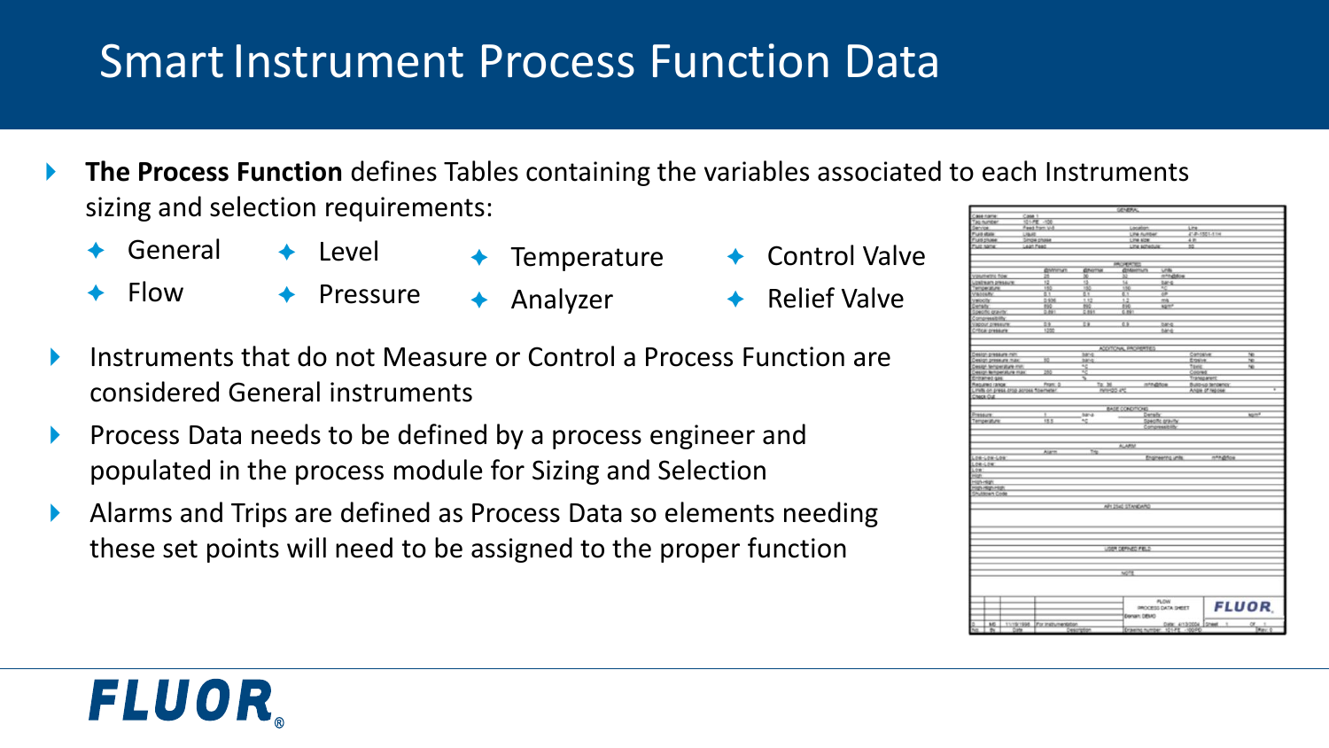# Smart Instrument Process Function Data

- **The Process Function** defines Tables containing the variables associated to each Instruments sizing and selection requirements:
  - General
  - Flow
  - Level
  - Pressure
  - Temperature
  - Analyzer
  - Control Valve
  - Relief Valve
- Instruments that do not Measure or Control a Process Function are considered General instruments
- Process Data needs to be defined by a process engineer and populated in the process module for Sizing and Selection
- Alarms and Trips are defined as Process Data so elements needing these set points will need to be assigned to the proper function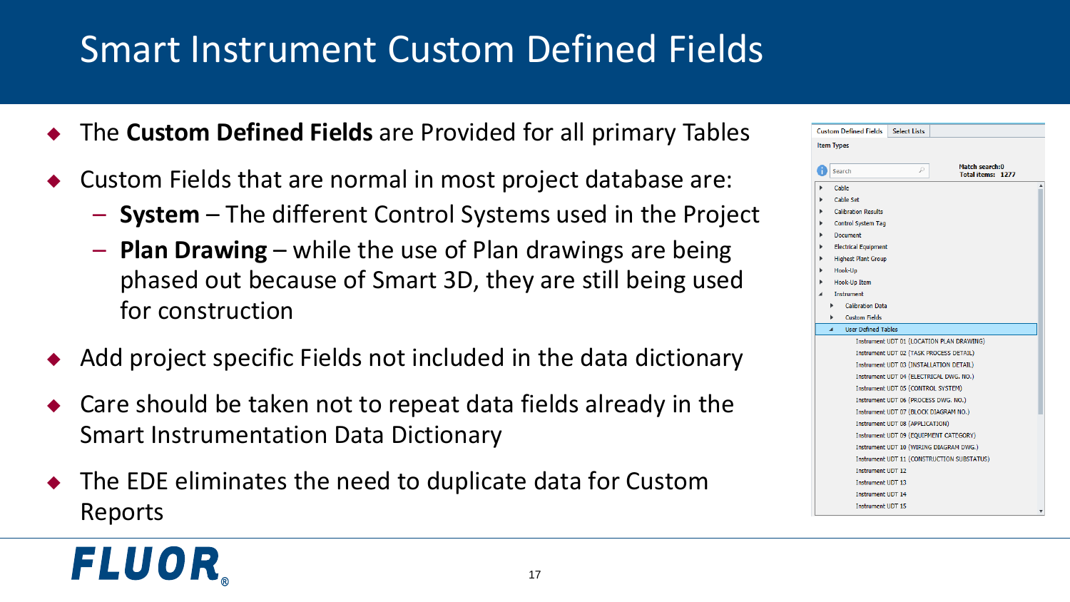# Smart Instrument Custom Defined Fields

- The **Custom Defined Fields** are Provided for all primary Tables
- Custom Fields that are normal in most project database are:
  - **System** – The different Control Systems used in the Project
  - **Plan Drawing** – while the use of Plan drawings are being phased out because of Smart 3D, they are still being used for construction
- Add project specific Fields not included in the data dictionary
- Care should be taken not to repeat data fields already in the Smart Instrumentation Data Dictionary
- The EDE eliminates the need to duplicate data for Custom Reports

Custom Defined Fields | Select Lists

Item Types

Search | Match search:0 | Total items: 1277

- Cable
- Cable Set
- Calibration Results
- Control System Tag
- Document
- Electrical Equipment
- Highest Plant Group
- Hook-Up
- Hook-Up Item
- Instrument
  - Calibration Data
  - Custom Fields
  - User Defined Tables
    - Instrument UDT 01 (LOCATION PLAN DRAWING)
    - Instrument UDT 02 (TASK PROCESS DETAIL)
    - Instrument UDT 03 (INSTALLATION DETAIL)
    - Instrument UDT 04 (ELECTRICAL DWG. NO.)
    - Instrument UDT 05 (CONTROL SYSTEM)
    - Instrument UDT 06 (PROCESS DWG. NO.)
    - Instrument UDT 07 (BLOCK DIAGRAM NO.)
    - Instrument UDT 08 (APPLICATION)
    - Instrument UDT 09 (EQUIPMENT CATEGORY)
    - Instrument UDT 10 (WIRING DIAGRAM DWG.)
    - Instrument UDT 11 (CONSTRUCTION SUBSTATUS)
    - Instrument UDT 12
    - Instrument UDT 13
    - Instrument UDT 14
    - Instrument UDT 15

FLUOR®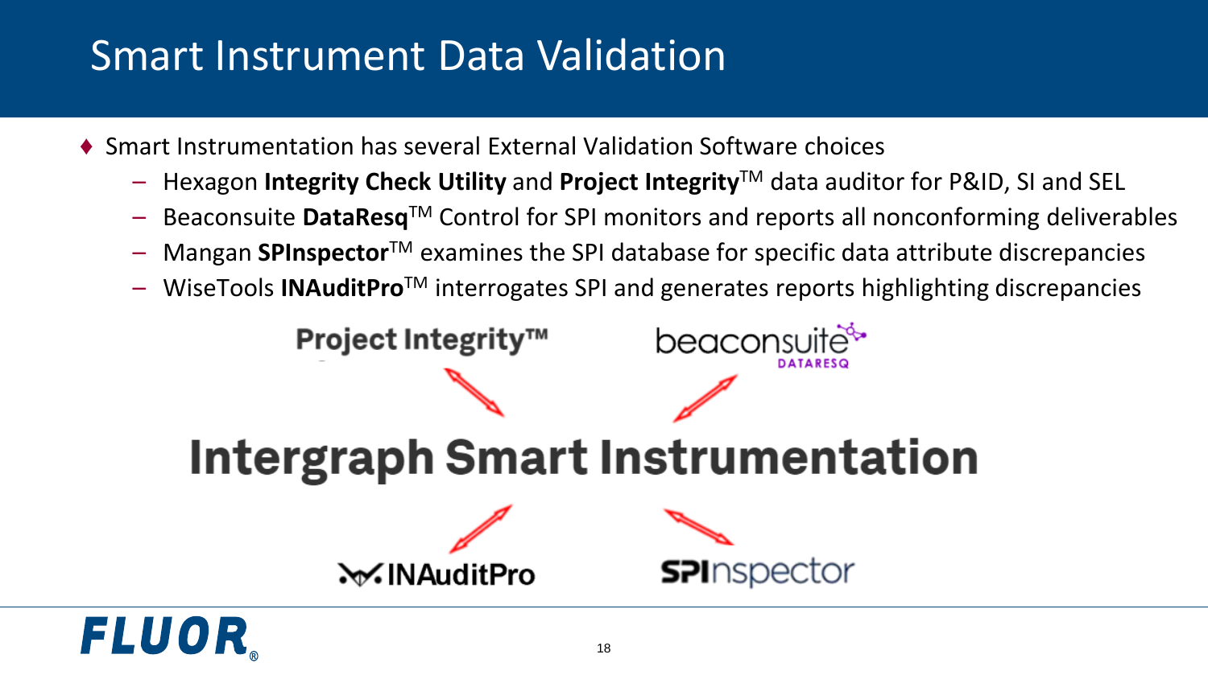# Smart Instrument Data Validation

- Smart Instrumentation has several External Validation Software choices
  - Hexagon **Integrity Check Utility** and **Project Integrity**™ data auditor for P&ID, SI and SEL
  - Beaconsuite **DataResq**™ Control for SPI monitors and reports all nonconforming deliverables
  - Mangan **SPInspector**™ examines the SPI database for specific data attribute discrepancies
  - WiseTools **INAuditPro**™ interrogates SPI and generates reports highlighting discrepancies

Project Integrity™ | beaconsuite DATARESQ

**Intergraph Smart Instrumentation**

INAuditPro | SPInspector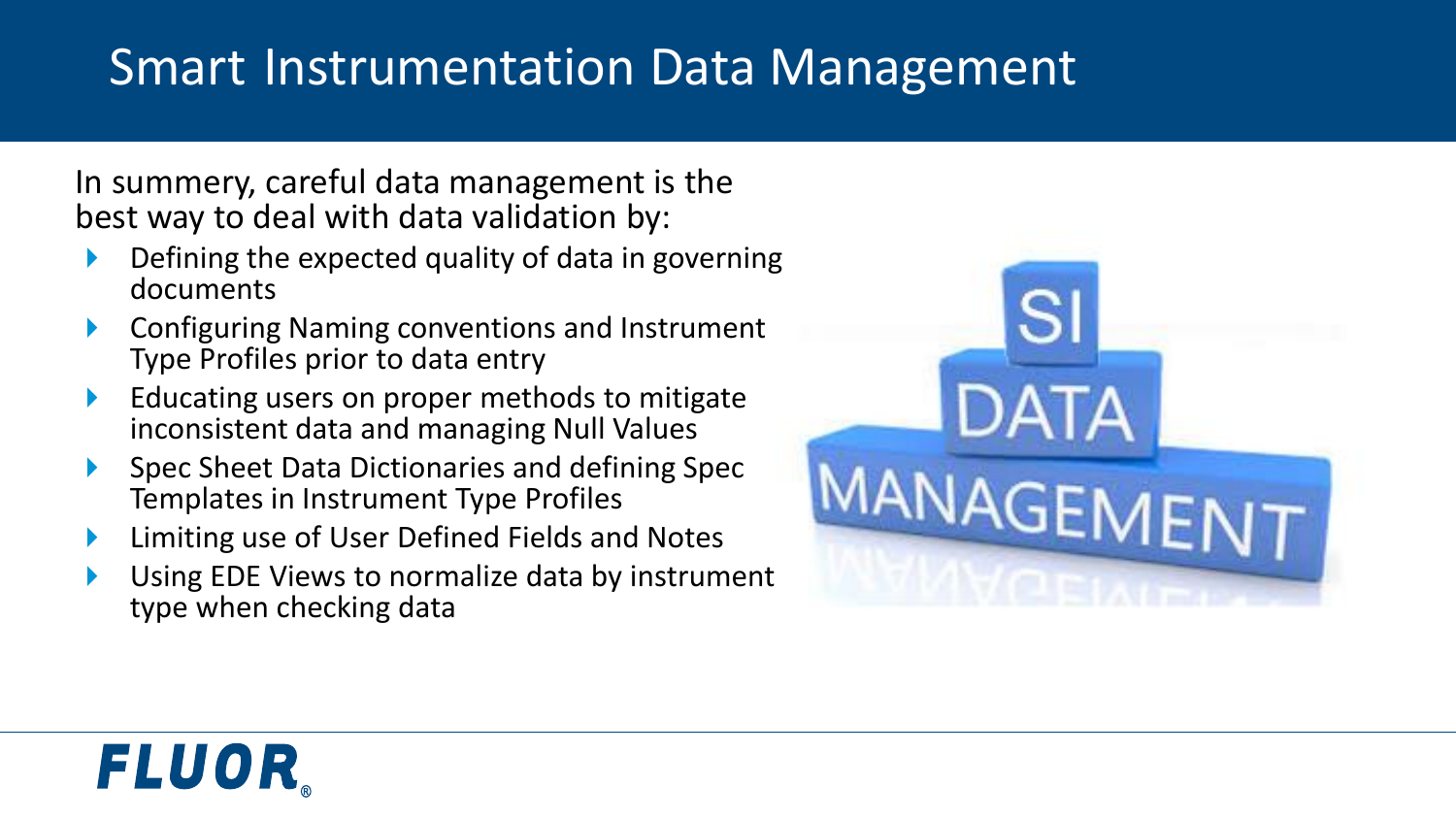# Smart Instrumentation Data Management

In summery, careful data management is the best way to deal with data validation by:

- Defining the expected quality of data in governing documents
- Configuring Naming conventions and Instrument Type Profiles prior to data entry
- Educating users on proper methods to mitigate inconsistent data and managing Null Values
- Spec Sheet Data Dictionaries and defining Spec Templates in Instrument Type Profiles
- Limiting use of User Defined Fields and Notes
- Using EDE Views to normalize data by instrument type when checking data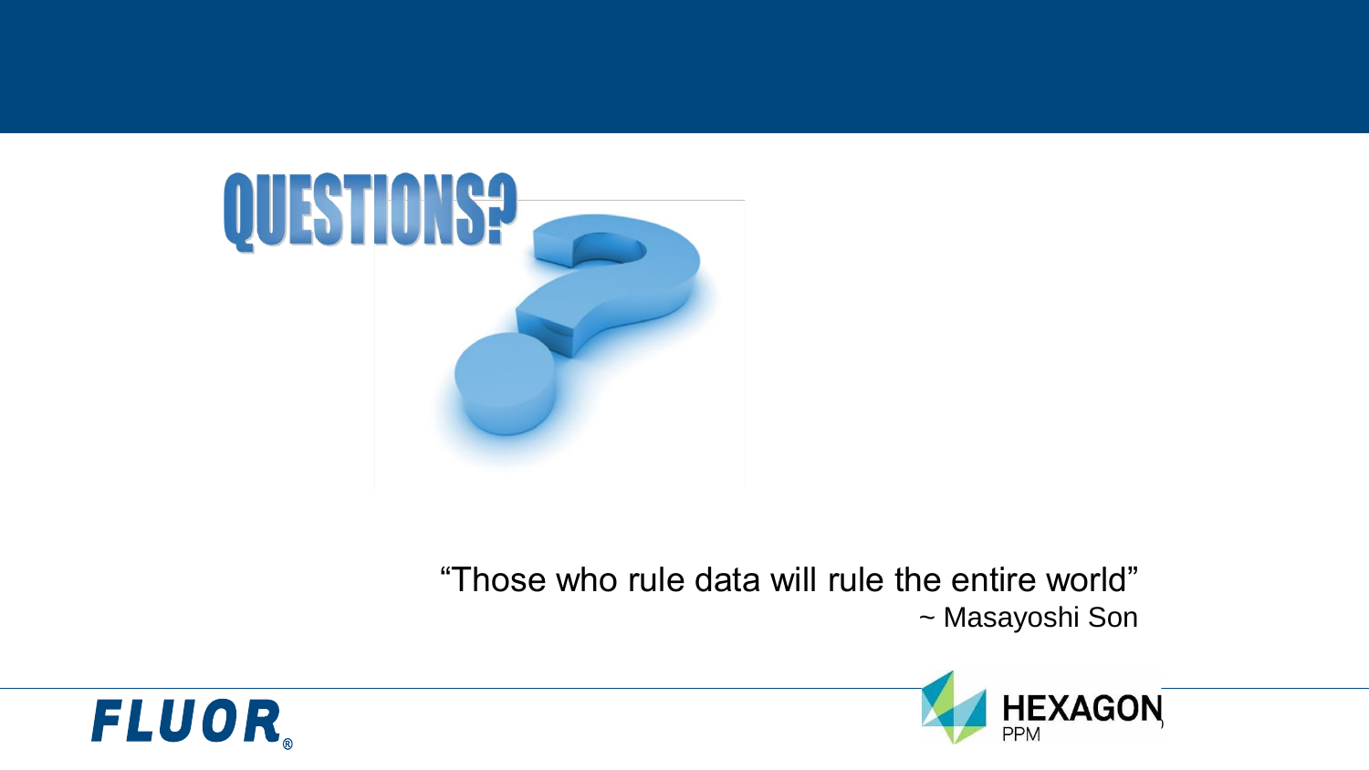# QUESTIONS?

"Those who rule data will rule the entire world"
~ Masayoshi Son